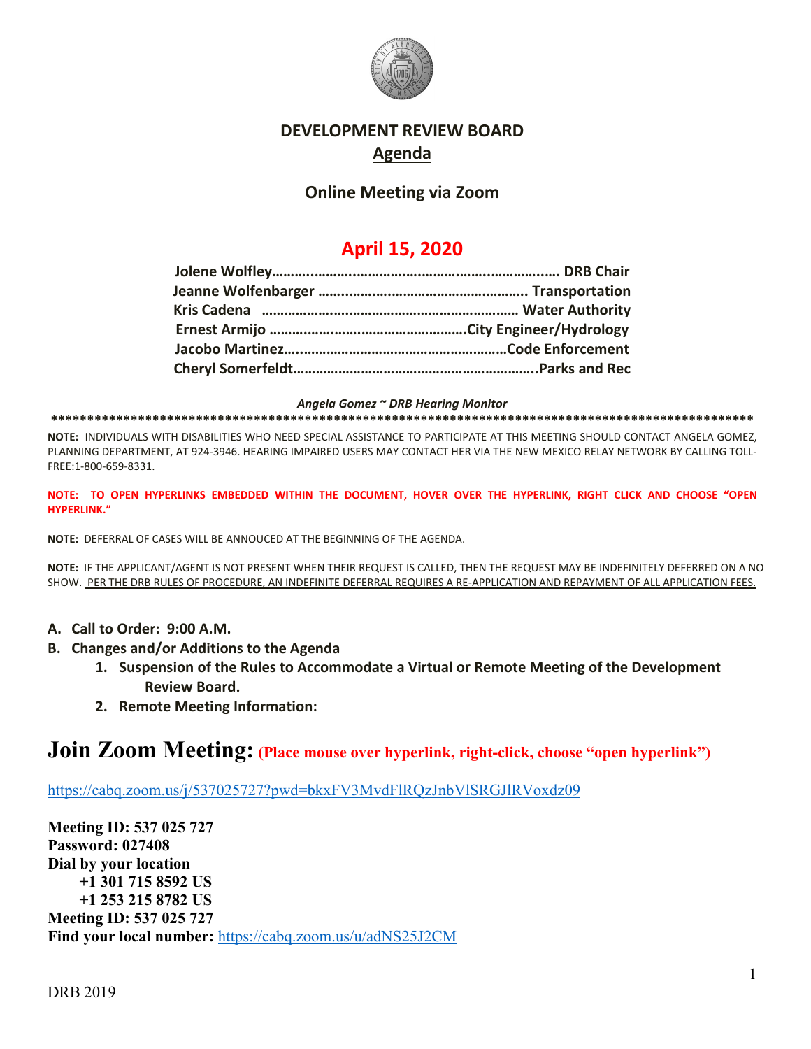# DEVELOPMENT REVIEW BOARD

## Agenda

## Online Meeting via Zoom

## April 15, 2020

**Jolene Wolfley……………………………………………………………. DRB Chair**
**Jeanne Wolfenbarger ……………………………………………. Transportation**
**Kris Cadena ……………………………………………………… Water Authority**
**Ernest Armijo ……………………………………………City Engineer/Hydrology**
**Jacobo Martinez……………………………………………………Code Enforcement**
**Cheryl Somerfeldt…………………………………………………………..Parks and Rec**

***Angela Gomez ~ DRB Hearing Monitor***

**\*\*\*\*\*\*\*\*\*\*\*\*\*\*\*\*\*\*\*\*\*\*\*\*\*\*\*\*\*\*\*\*\*\*\*\*\*\*\*\*\*\*\*\*\*\*\*\*\*\*\*\*\*\*\*\*\*\*\*\*\*\*\*\*\*\*\*\*\*\*\*\*\*\*\*\*\*\*\*\*\*\*\*\*\*\*\*\*\*\*\*\*\*\*\*\*\*\*\***

**NOTE:** INDIVIDUALS WITH DISABILITIES WHO NEED SPECIAL ASSISTANCE TO PARTICIPATE AT THIS MEETING SHOULD CONTACT ANGELA GOMEZ, PLANNING DEPARTMENT, AT 924-3946. HEARING IMPAIRED USERS MAY CONTACT HER VIA THE NEW MEXICO RELAY NETWORK BY CALLING TOLL-FREE:1-800-659-8331.

**NOTE: TO OPEN HYPERLINKS EMBEDDED WITHIN THE DOCUMENT, HOVER OVER THE HYPERLINK, RIGHT CLICK AND CHOOSE "OPEN HYPERLINK."**

**NOTE:** DEFERRAL OF CASES WILL BE ANNOUCED AT THE BEGINNING OF THE AGENDA.

**NOTE:** IF THE APPLICANT/AGENT IS NOT PRESENT WHEN THEIR REQUEST IS CALLED, THEN THE REQUEST MAY BE INDEFINITELY DEFERRED ON A NO SHOW. PER THE DRB RULES OF PROCEDURE, AN INDEFINITE DEFERRAL REQUIRES A RE-APPLICATION AND REPAYMENT OF ALL APPLICATION FEES.

**A. Call to Order: 9:00 A.M.**

**B. Changes and/or Additions to the Agenda**

1. **Suspension of the Rules to Accommodate a Virtual or Remote Meeting of the Development Review Board.**
2. **Remote Meeting Information:**

# Join Zoom Meeting: (Place mouse over hyperlink, right-click, choose "open hyperlink")

https://cabq.zoom.us/j/537025727?pwd=bkxFV3MvdFlRQzJnbVlSRGJlRVoxdz09

**Meeting ID: 537 025 727**
**Password: 027408**
**Dial by your location**
**+1 301 715 8592 US**
**+1 253 215 8782 US**
**Meeting ID: 537 025 727**
**Find your local number:** https://cabq.zoom.us/u/adNS25J2CM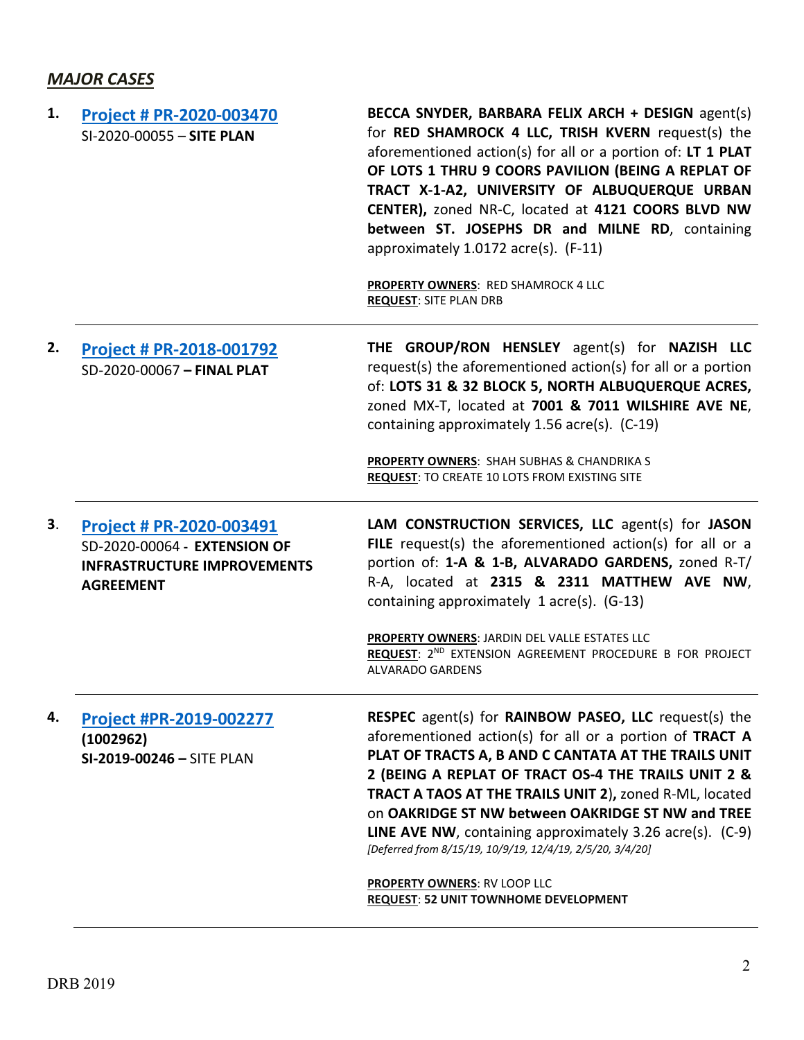## *MAJOR CASES*

| | | |
|---|---|---|
| **1.** | **Project # PR-2020-003470**<br>SI-2020-00055 – **SITE PLAN** | **BECCA SNYDER, BARBARA FELIX ARCH + DESIGN** agent(s) for **RED SHAMROCK 4 LLC, TRISH KVERN** request(s) the aforementioned action(s) for all or a portion of: **LT 1 PLAT OF LOTS 1 THRU 9 COORS PAVILION (BEING A REPLAT OF TRACT X-1-A2, UNIVERSITY OF ALBUQUERQUE URBAN CENTER),** zoned NR-C, located at **4121 COORS BLVD NW between ST. JOSEPHS DR and MILNE RD**, containing approximately 1.0172 acre(s). (F-11)<br><br>**PROPERTY OWNERS**: RED SHAMROCK 4 LLC<br>**REQUEST**: SITE PLAN DRB |
| **2.** | **Project # PR-2018-001792**<br>SD-2020-00067 **– FINAL PLAT** | **THE GROUP/RON HENSLEY** agent(s) for **NAZISH LLC** request(s) the aforementioned action(s) for all or a portion of: **LOTS 31 & 32 BLOCK 5, NORTH ALBUQUERQUE ACRES,** zoned MX-T, located at **7001 & 7011 WILSHIRE AVE NE**, containing approximately 1.56 acre(s). (C-19)<br><br>**PROPERTY OWNERS**: SHAH SUBHAS & CHANDRIKA S<br>**REQUEST**: TO CREATE 10 LOTS FROM EXISTING SITE |
| **3.** | **Project # PR-2020-003491**<br>SD-2020-00064 - **EXTENSION OF INFRASTRUCTURE IMPROVEMENTS AGREEMENT** | **LAM CONSTRUCTION SERVICES, LLC** agent(s) for **JASON FILE** request(s) the aforementioned action(s) for all or a portion of: **1-A & 1-B, ALVARADO GARDENS,** zoned R-T/ R-A, located at **2315 & 2311 MATTHEW AVE NW**, containing approximately 1 acre(s). (G-13)<br><br>**PROPERTY OWNERS**: JARDIN DEL VALLE ESTATES LLC<br>**REQUEST**: 2ND EXTENSION AGREEMENT PROCEDURE B FOR PROJECT ALVARADO GARDENS |
| **4.** | **Project #PR-2019-002277**<br>**(1002962)**<br>**SI-2019-00246 –** SITE PLAN | **RESPEC** agent(s) for **RAINBOW PASEO, LLC** request(s) the aforementioned action(s) for all or a portion of **TRACT A PLAT OF TRACTS A, B AND C CANTATA AT THE TRAILS UNIT 2 (BEING A REPLAT OF TRACT OS-4 THE TRAILS UNIT 2 & TRACT A TAOS AT THE TRAILS UNIT 2),** zoned R-ML, located on **OAKRIDGE ST NW between OAKRIDGE ST NW and TREE LINE AVE NW**, containing approximately 3.26 acre(s). (C-9) *[Deferred from 8/15/19, 10/9/19, 12/4/19, 2/5/20, 3/4/20]*<br><br>**PROPERTY OWNERS**: RV LOOP LLC<br>**REQUEST**: **52 UNIT TOWNHOME DEVELOPMENT** |

DRB 2019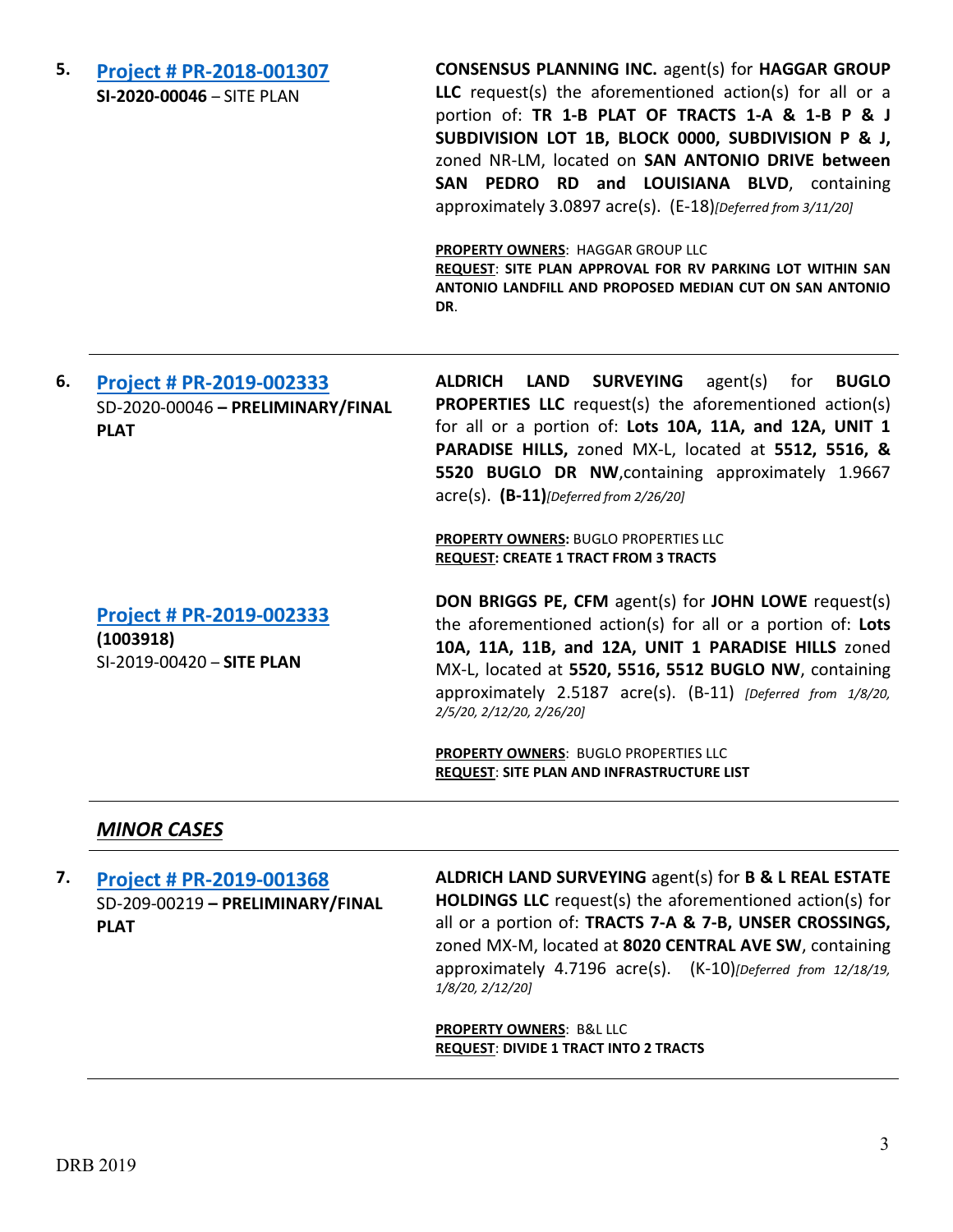**5.** **[Project # PR-2018-001307](#)**
**SI-2020-00046** – SITE PLAN

**CONSENSUS PLANNING INC.** agent(s) for **HAGGAR GROUP LLC** request(s) the aforementioned action(s) for all or a portion of: **TR 1-B PLAT OF TRACTS 1-A & 1-B P & J SUBDIVISION LOT 1B, BLOCK 0000, SUBDIVISION P & J,** zoned NR-LM, located on **SAN ANTONIO DRIVE between SAN PEDRO RD and LOUISIANA BLVD**, containing approximately 3.0897 acre(s). (E-18)*[Deferred from 3/11/20]*

**PROPERTY OWNERS**: HAGGAR GROUP LLC
**REQUEST**: **SITE PLAN APPROVAL FOR RV PARKING LOT WITHIN SAN ANTONIO LANDFILL AND PROPOSED MEDIAN CUT ON SAN ANTONIO DR**.

---

**6.** **[Project # PR-2019-002333](#)**
SD-2020-00046 **– PRELIMINARY/FINAL PLAT**

**ALDRICH LAND SURVEYING** agent(s) for **BUGLO PROPERTIES LLC** request(s) the aforementioned action(s) for all or a portion of: **Lots 10A, 11A, and 12A, UNIT 1 PARADISE HILLS,** zoned MX-L, located at **5512, 5516, & 5520 BUGLO DR NW**,containing approximately 1.9667 acre(s). **(B-11)***[Deferred from 2/26/20]*

**PROPERTY OWNERS:** BUGLO PROPERTIES LLC
**REQUEST: CREATE 1 TRACT FROM 3 TRACTS**

**[Project # PR-2019-002333](#)**
**(1003918)**
SI-2019-00420 – **SITE PLAN**

**DON BRIGGS PE, CFM** agent(s) for **JOHN LOWE** request(s) the aforementioned action(s) for all or a portion of: **Lots 10A, 11A, 11B, and 12A, UNIT 1 PARADISE HILLS** zoned MX-L, located at **5520, 5516, 5512 BUGLO NW**, containing approximately 2.5187 acre(s). (B-11) *[Deferred from 1/8/20, 2/5/20, 2/12/20, 2/26/20]*

**PROPERTY OWNERS**: BUGLO PROPERTIES LLC
**REQUEST**: **SITE PLAN AND INFRASTRUCTURE LIST**

---

***MINOR CASES***

---

**7.** **[Project # PR-2019-001368](#)**
SD-209-00219 **– PRELIMINARY/FINAL PLAT**

**ALDRICH LAND SURVEYING** agent(s) for **B & L REAL ESTATE HOLDINGS LLC** request(s) the aforementioned action(s) for all or a portion of: **TRACTS 7-A & 7-B, UNSER CROSSINGS,** zoned MX-M, located at **8020 CENTRAL AVE SW**, containing approximately 4.7196 acre(s). (K-10)*[Deferred from 12/18/19, 1/8/20, 2/12/20]*

**PROPERTY OWNERS**: B&L LLC
**REQUEST**: **DIVIDE 1 TRACT INTO 2 TRACTS**

---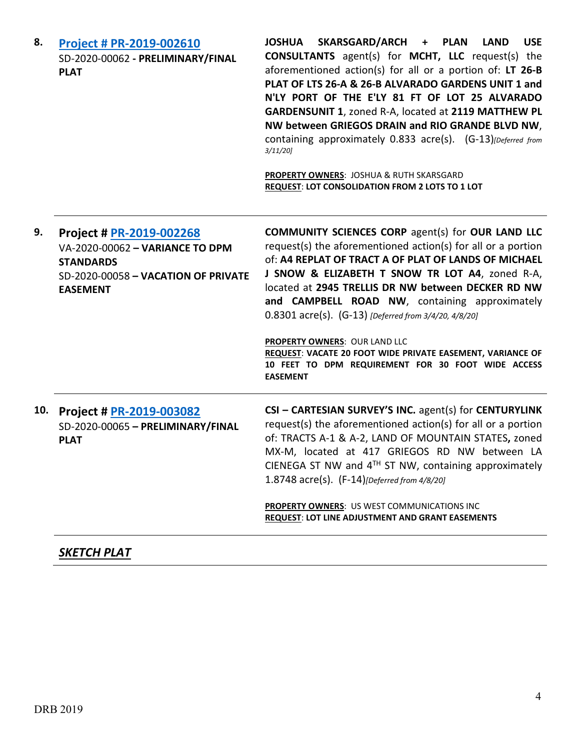8. **[Project # PR-2019-002610](#)**
SD-2020-00062 - **PRELIMINARY/FINAL PLAT**

**JOSHUA SKARSGARD/ARCH + PLAN LAND USE CONSULTANTS** agent(s) for **MCHT, LLC** request(s) the aforementioned action(s) for all or a portion of: **LT 26-B PLAT OF LTS 26-A & 26-B ALVARADO GARDENS UNIT 1 and N'LY PORT OF THE E'LY 81 FT OF LOT 25 ALVARADO GARDENSUNIT 1**, zoned R-A, located at **2119 MATTHEW PL NW between GRIEGOS DRAIN and RIO GRANDE BLVD NW**, containing approximately 0.833 acre(s). (G-13)*[Deferred from 3/11/20]*

**PROPERTY OWNERS**: JOSHUA & RUTH SKARSGARD
**REQUEST**: **LOT CONSOLIDATION FROM 2 LOTS TO 1 LOT**

---

9. **Project # [PR-2019-002268](#)**
VA-2020-00062 – **VARIANCE TO DPM STANDARDS**
SD-2020-00058 – **VACATION OF PRIVATE EASEMENT**

**COMMUNITY SCIENCES CORP** agent(s) for **OUR LAND LLC** request(s) the aforementioned action(s) for all or a portion of: **A4 REPLAT OF TRACT A OF PLAT OF LANDS OF MICHAEL J SNOW & ELIZABETH T SNOW TR LOT A4**, zoned R-A, located at **2945 TRELLIS DR NW between DECKER RD NW and CAMPBELL ROAD NW**, containing approximately 0.8301 acre(s). (G-13) *[Deferred from 3/4/20, 4/8/20]*

**PROPERTY OWNERS**: OUR LAND LLC
**REQUEST**: **VACATE 20 FOOT WIDE PRIVATE EASEMENT, VARIANCE OF 10 FEET TO DPM REQUIREMENT FOR 30 FOOT WIDE ACCESS EASEMENT**

---

10. **Project # [PR-2019-003082](#)**
SD-2020-00065 – **PRELIMINARY/FINAL PLAT**

**CSI – CARTESIAN SURVEY'S INC.** agent(s) for **CENTURYLINK** request(s) the aforementioned action(s) for all or a portion of: TRACTS A-1 & A-2, LAND OF MOUNTAIN STATES**,** zoned MX-M, located at 417 GRIEGOS RD NW between LA CIENEGA ST NW and 4TH ST NW, containing approximately 1.8748 acre(s). (F-14)*[Deferred from 4/8/20]*

**PROPERTY OWNERS**: US WEST COMMUNICATIONS INC
**REQUEST**: **LOT LINE ADJUSTMENT AND GRANT EASEMENTS**

---

## ***SKETCH PLAT***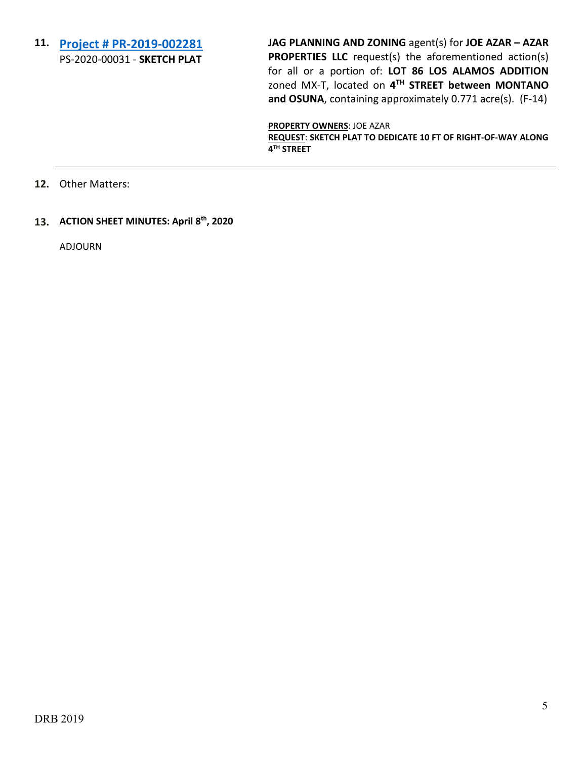11. **Project # PR-2019-002281**
PS-2020-00031 - **SKETCH PLAT**

**JAG PLANNING AND ZONING** agent(s) for **JOE AZAR – AZAR PROPERTIES LLC** request(s) the aforementioned action(s) for all or a portion of: **LOT 86 LOS ALAMOS ADDITION** zoned MX-T, located on **4TH STREET between MONTANO and OSUNA**, containing approximately 0.771 acre(s). (F-14)

**PROPERTY OWNERS**: JOE AZAR
**REQUEST**: **SKETCH PLAT TO DEDICATE 10 FT OF RIGHT-OF-WAY ALONG 4TH STREET**

---

12. Other Matters:

13. **ACTION SHEET MINUTES: April 8th, 2020**

ADJOURN

DRB 2019